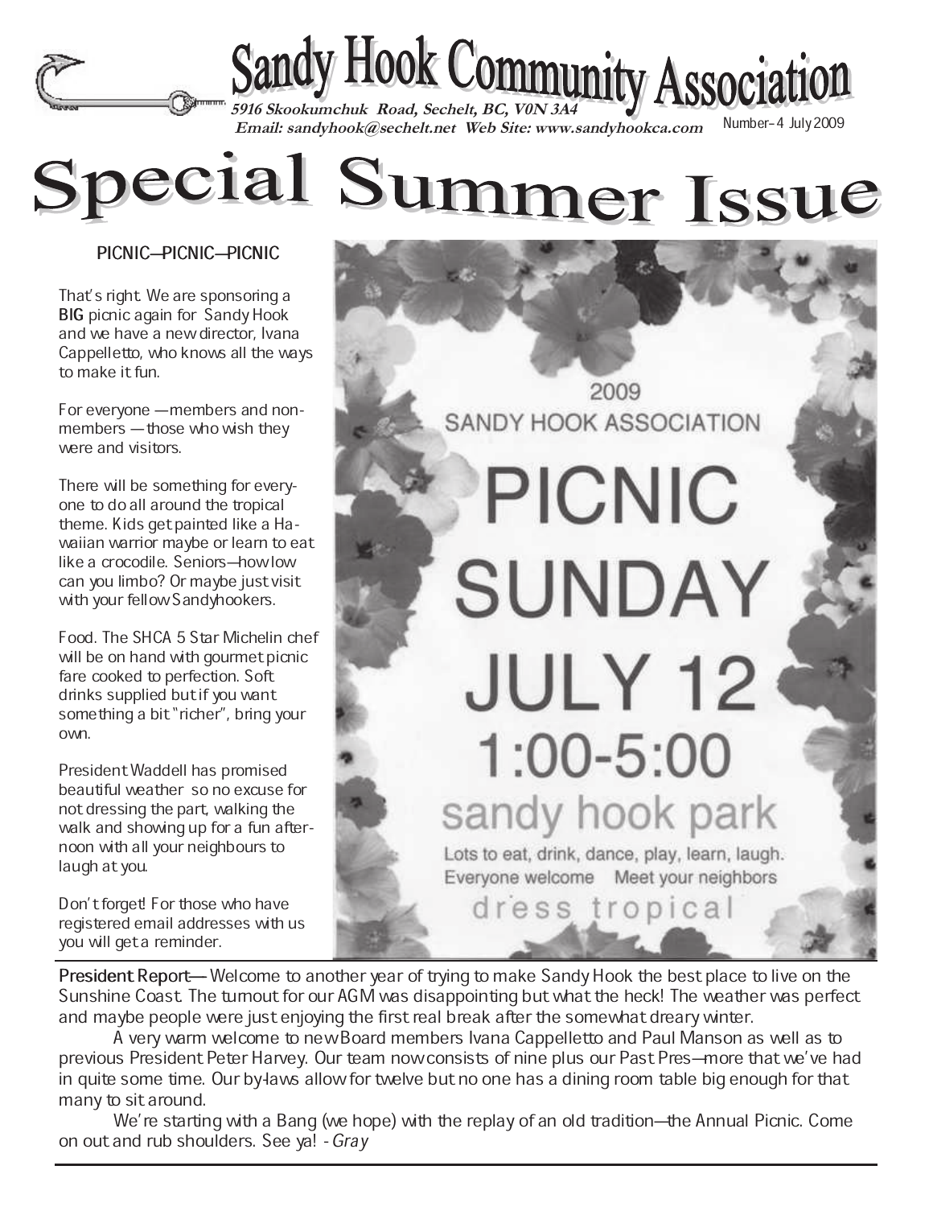# Sandy Hook Community Association

**5916 Skookumchuk Road, Sechelt, BC, V0N 3A4**
**Email: sandyhook@sechelt.net Web Site: www.sandyhookca.com**

Number-4 July 2009

# Special Summer Issue

## PICNIC—PICNIC—PICNIC

That's right. We are sponsoring a **BIG** picnic again for Sandy Hook and we have a new director, Ivana Cappelletto, who knows all the ways to make it fun.

For everyone —members and non-members —those who wish they were and visitors.

There will be something for every-one to do all around the tropical theme. Kids get painted like a Hawaiian warrior maybe or learn to eat like a crocodile. Seniors—how low can you limbo? Or maybe just visit with your fellow Sandyhookers.

Food. The SHCA 5 Star Michelin chef will be on hand with gourmet picnic fare cooked to perfection. Soft drinks supplied but if you want something a bit "richer", bring your own.

President Waddell has promised beautiful weather so no excuse for not dressing the part, walking the walk and showing up for a fun afternoon with all your neighbours to laugh at you.

Don't forget! For those who have registered email addresses with us you will get a reminder.

2009
SANDY HOOK ASSOCIATION

PICNIC
SUNDAY
JULY 12
1:00-5:00
sandy hook park

Lots to eat, drink, dance, play, learn, laugh.
Everyone welcome Meet your neighbors
dress tropical

**President Report—** Welcome to another year of trying to make Sandy Hook the best place to live on the Sunshine Coast. The turnout for our AGM was disappointing but what the heck! The weather was perfect and maybe people were just enjoying the first real break after the somewhat dreary winter.

A very warm welcome to new Board members Ivana Cappelletto and Paul Manson as well as to previous President Peter Harvey. Our team now consists of nine plus our Past Pres—more that we've had in quite some time. Our by-laws allow for twelve but no one has a dining room table big enough for that many to sit around.

We're starting with a Bang (we hope) with the replay of an old tradition—the Annual Picnic. Come on out and rub shoulders. See ya! - *Gray*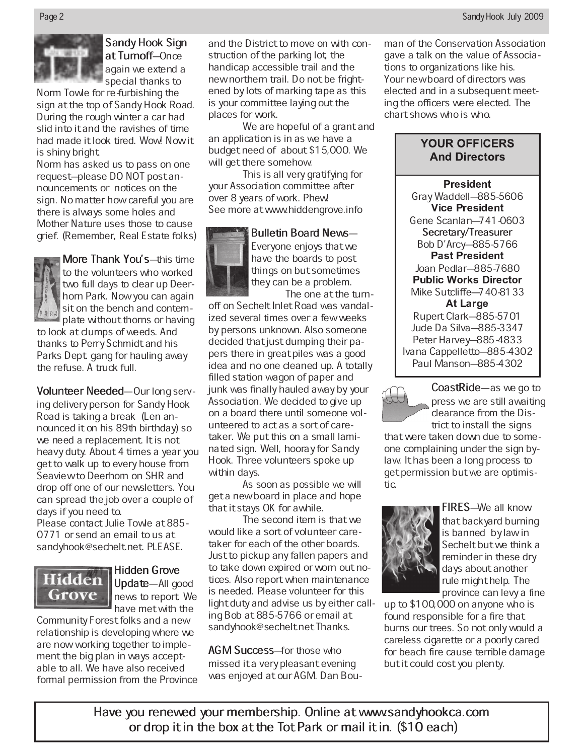**Sandy Hook Sign at Turnoff**—Once again we extend a special thanks to Norm Towle for re-furbishing the sign at the top of Sandy Hook Road. During the rough winter a car had slid into it and the ravishes of time had made it look tired. Wow! Now it is shiny bright.

Norm has asked us to pass on one request—please DO NOT post announcements or notices on the sign. No matter how careful you are there is always some holes and Mother Nature uses those to cause grief. (Remember, Real Estate folks)

**More Thank You's**—this time to the volunteers who worked two full days to clear up Deerhorn Park. Now you can again sit on the bench and contemplate without thorns or having to look at clumps of weeds. And thanks to Perry Schmidt and his Parks Dept. gang for hauling away the refuse. A truck full.

**Volunteer Needed**—Our long serving delivery person for Sandy Hook Road is taking a break (Len announced it on his 89th birthday) so we need a replacement. It is not heavy duty. About 4 times a year you get to walk up to every house from Seaview to Deerhorn on SHR and drop off one of our newsletters. You can spread the job over a couple of days if you need to.

Please contact Julie Towle at 885-0771 or send an email to us at sandyhook@sechelt.net. PLEASE.

**Hidden Grove Update**—All good news to report. We have met with the Community Forest folks and a new relationship is developing where we are now working together to implement the big plan in ways acceptable to all. We have also received formal permission from the Province and the District to move on with construction of the parking lot, the handicap accessible trail and the new northern trail. Do not be frightened by lots of marking tape as this is your committee laying out the places for work.

We are hopeful of a grant and an application is in as we have a budget need of about $15,000. We will get there somehow.

This is all very gratifying for your Association committee after over 8 years of work. Phew! See more at www.hiddengrove.info

**Bulletin Board News**—Everyone enjoys that we have the boards to post things on but sometimes they can be a problem.

The one at the turnoff on Sechelt Inlet Road was vandalized several times over a few weeks by persons unknown. Also someone decided that just dumping their papers there in great piles was a good idea and no one cleaned up. A totally filled station wagon of paper and junk was finally hauled away by your Association. We decided to give up on a board there until someone volunteered to act as a sort of caretaker. We put this on a small laminated sign. Well, hooray for Sandy Hook. Three volunteers spoke up within days.

As soon as possible we will get a new board in place and hope that it stays OK for awhile.

The second item is that we would like a sort of volunteer caretaker for each of the other boards. Just to pickup any fallen papers and to take down expired or worn out notices. Also report when maintenance is needed. Please volunteer for this light duty and advise us by either calling Bob at 885-5766 or email at sandyhook@sechelt.net Thanks.

**AGM Success**—for those who missed it a very pleasant evening was enjoyed at our AGM. Dan Bouman of the Conservation Association gave a talk on the value of Associations to organizations like his. Your new board of directors was elected and in a subsequent meeting the officers were elected. The chart shows who is who.

**YOUR OFFICERS And Directors**

**President**
Gray Waddell—885-5606
**Vice President**
Gene Scanlan—741-0603
**Secretary/Treasurer**
Bob D'Arcy—885-5766
**Past President**
Joan Pedlar—885-7680
**Public Works Director**
Mike Sutcliffe—740-8133
**At Large**
Rupert Clark—885-5701
Jude Da Silva—885-3347
Peter Harvey—885-4833
Ivana Cappelletto—885-4302
Paul Manson—885-4302

**CoastRide**—as we go to press we are still awaiting clearance from the District to install the signs that were taken down due to someone complaining under the sign bylaw. It has been a long process to get permission but we are optimistic.

**FIRES**—We all know that backyard burning is banned by law in Sechelt but we think a reminder in these dry days about another rule might help. The province can levy a fine up to $100,000 on anyone who is found responsible for a fire that burns our trees. So not only would a careless cigarette or a poorly cared for beach fire cause terrible damage but it could cost you plenty.

Have you renewed your membership. Online at www.sandyhookca.com or drop it in the box at the Tot Park or mail it in. ($10 each)